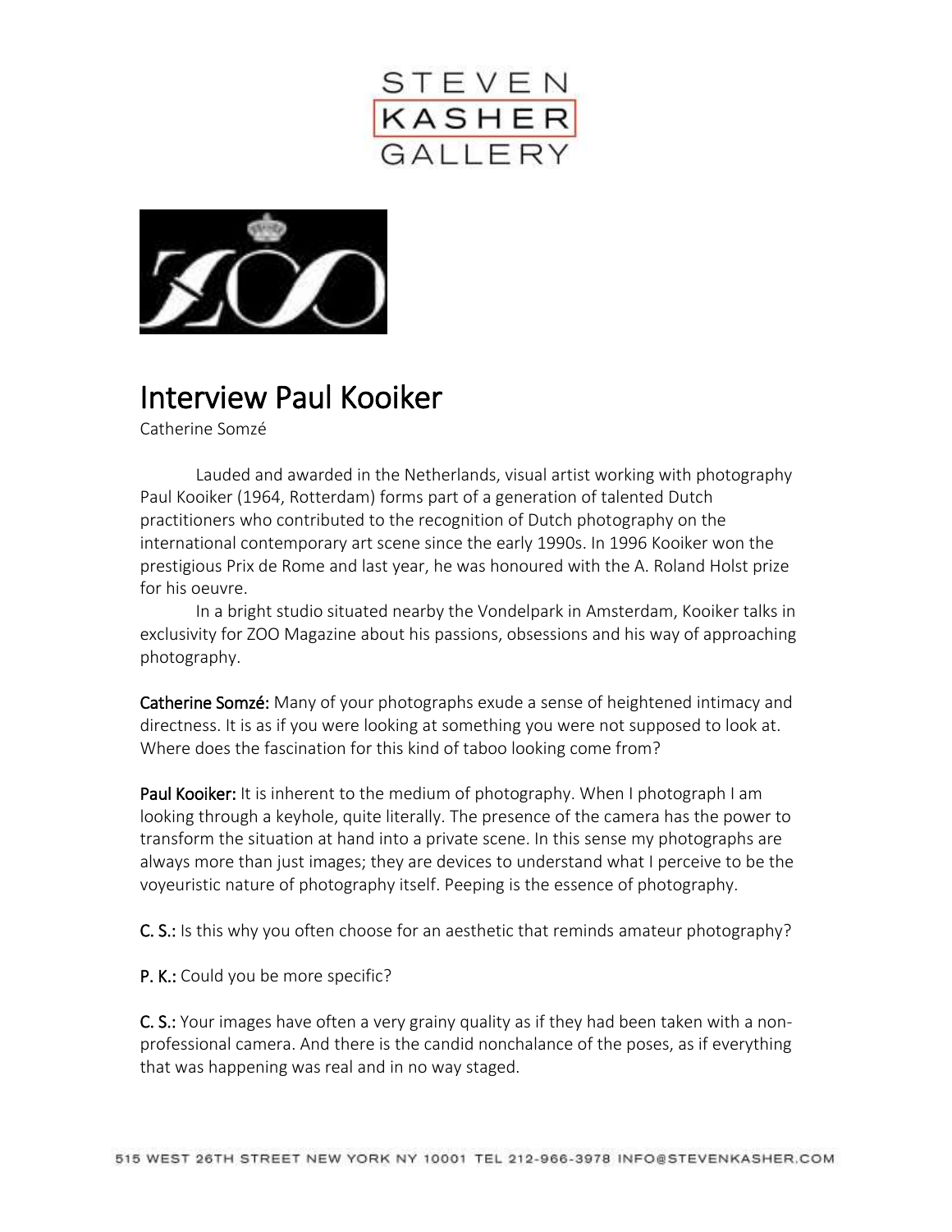# Interview Paul Kooiker

Catherine Somzé

Lauded and awarded in the Netherlands, visual artist working with photography Paul Kooiker (1964, Rotterdam) forms part of a generation of talented Dutch practitioners who contributed to the recognition of Dutch photography on the international contemporary art scene since the early 1990s. In 1996 Kooiker won the prestigious Prix de Rome and last year, he was honoured with the A. Roland Holst prize for his oeuvre.

In a bright studio situated nearby the Vondelpark in Amsterdam, Kooiker talks in exclusivity for ZOO Magazine about his passions, obsessions and his way of approaching photography.

**Catherine Somzé:** Many of your photographs exude a sense of heightened intimacy and directness. It is as if you were looking at something you were not supposed to look at. Where does the fascination for this kind of taboo looking come from?

**Paul Kooiker:** It is inherent to the medium of photography. When I photograph I am looking through a keyhole, quite literally. The presence of the camera has the power to transform the situation at hand into a private scene. In this sense my photographs are always more than just images; they are devices to understand what I perceive to be the voyeuristic nature of photography itself. Peeping is the essence of photography.

**C. S.:** Is this why you often choose for an aesthetic that reminds amateur photography?

**P. K.:** Could you be more specific?

**C. S.:** Your images have often a very grainy quality as if they had been taken with a non-professional camera. And there is the candid nonchalance of the poses, as if everything that was happening was real and in no way staged.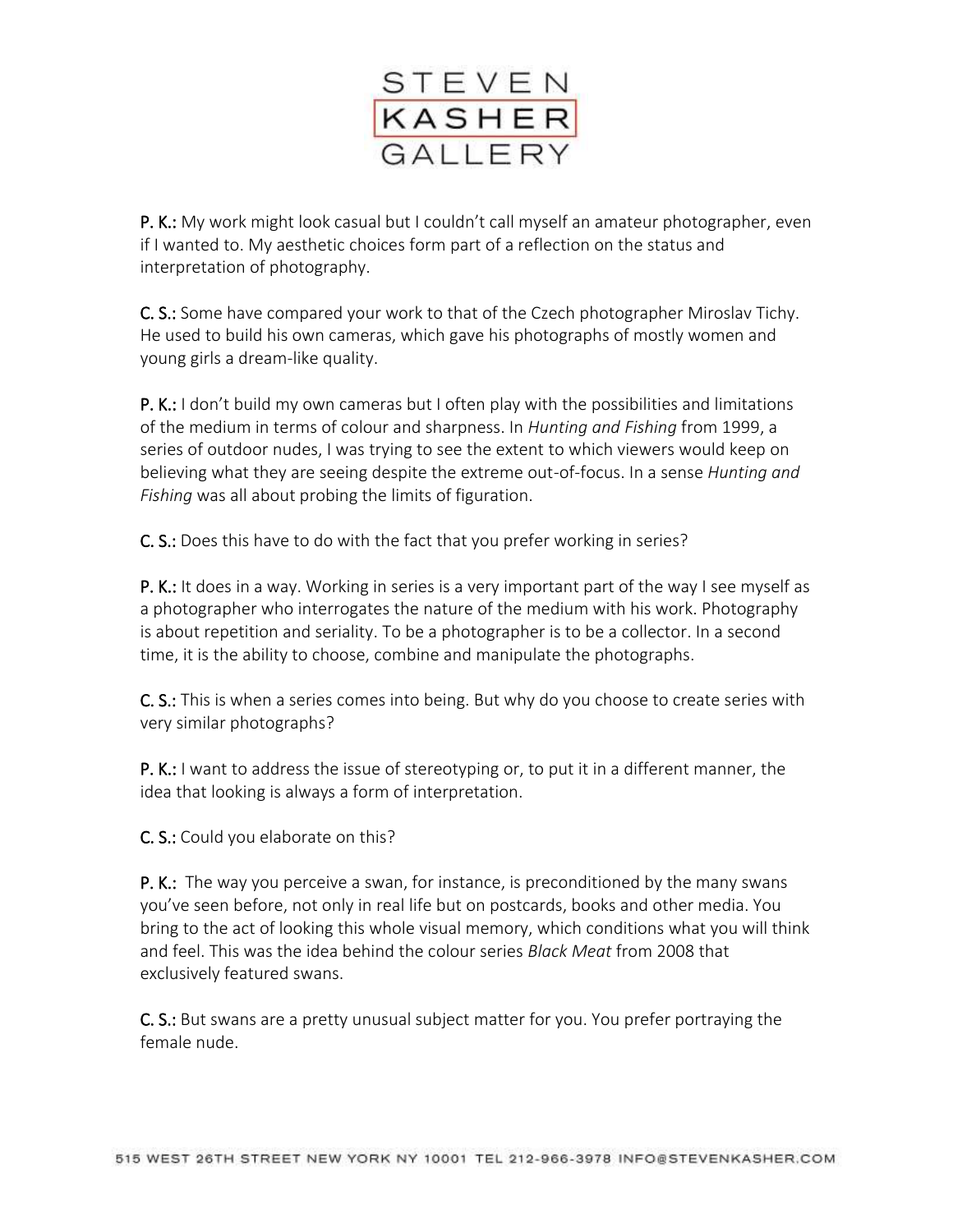**P. K.:** My work might look casual but I couldn't call myself an amateur photographer, even if I wanted to. My aesthetic choices form part of a reflection on the status and interpretation of photography.

**C. S.:** Some have compared your work to that of the Czech photographer Miroslav Tichy. He used to build his own cameras, which gave his photographs of mostly women and young girls a dream-like quality.

**P. K.:** I don't build my own cameras but I often play with the possibilities and limitations of the medium in terms of colour and sharpness. In *Hunting and Fishing* from 1999, a series of outdoor nudes, I was trying to see the extent to which viewers would keep on believing what they are seeing despite the extreme out-of-focus. In a sense *Hunting and Fishing* was all about probing the limits of figuration.

**C. S.:** Does this have to do with the fact that you prefer working in series?

**P. K.:** It does in a way. Working in series is a very important part of the way I see myself as a photographer who interrogates the nature of the medium with his work. Photography is about repetition and seriality. To be a photographer is to be a collector. In a second time, it is the ability to choose, combine and manipulate the photographs.

**C. S.:** This is when a series comes into being. But why do you choose to create series with very similar photographs?

**P. K.:** I want to address the issue of stereotyping or, to put it in a different manner, the idea that looking is always a form of interpretation.

**C. S.:** Could you elaborate on this?

**P. K.:** The way you perceive a swan, for instance, is preconditioned by the many swans you've seen before, not only in real life but on postcards, books and other media. You bring to the act of looking this whole visual memory, which conditions what you will think and feel. This was the idea behind the colour series *Black Meat* from 2008 that exclusively featured swans.

**C. S.:** But swans are a pretty unusual subject matter for you. You prefer portraying the female nude.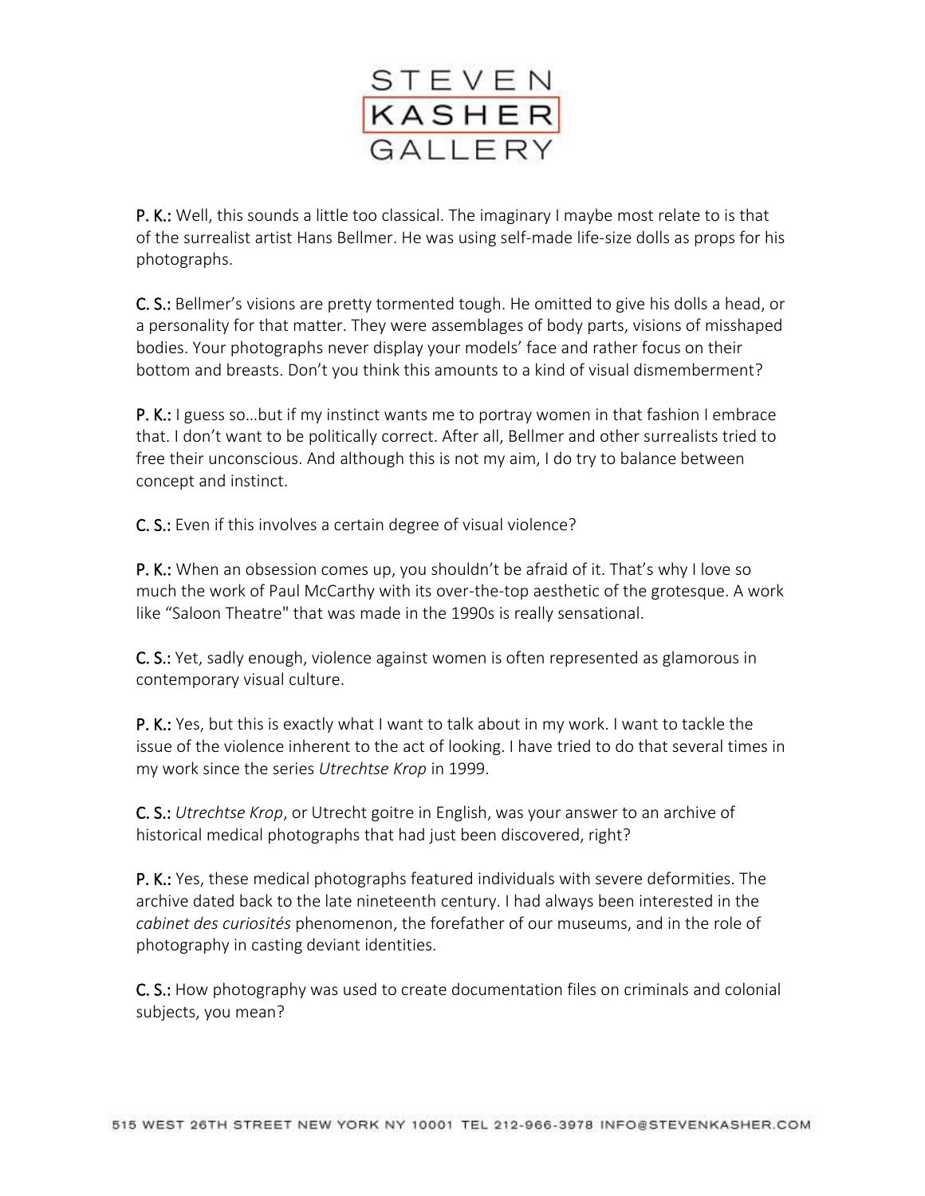**P. K.:** Well, this sounds a little too classical. The imaginary I maybe most relate to is that of the surrealist artist Hans Bellmer. He was using self-made life-size dolls as props for his photographs.

**C. S.:** Bellmer's visions are pretty tormented tough. He omitted to give his dolls a head, or a personality for that matter. They were assemblages of body parts, visions of misshaped bodies. Your photographs never display your models' face and rather focus on their bottom and breasts. Don't you think this amounts to a kind of visual dismemberment?

**P. K.:** I guess so…but if my instinct wants me to portray women in that fashion I embrace that. I don't want to be politically correct. After all, Bellmer and other surrealists tried to free their unconscious. And although this is not my aim, I do try to balance between concept and instinct.

**C. S.:** Even if this involves a certain degree of visual violence?

**P. K.:** When an obsession comes up, you shouldn't be afraid of it. That's why I love so much the work of Paul McCarthy with its over-the-top aesthetic of the grotesque. A work like "Saloon Theatre" that was made in the 1990s is really sensational.

**C. S.:** Yet, sadly enough, violence against women is often represented as glamorous in contemporary visual culture.

**P. K.:** Yes, but this is exactly what I want to talk about in my work. I want to tackle the issue of the violence inherent to the act of looking. I have tried to do that several times in my work since the series *Utrechtse Krop* in 1999.

**C. S.:** *Utrechtse Krop*, or Utrecht goitre in English, was your answer to an archive of historical medical photographs that had just been discovered, right?

**P. K.:** Yes, these medical photographs featured individuals with severe deformities. The archive dated back to the late nineteenth century. I had always been interested in the *cabinet des curiosités* phenomenon, the forefather of our museums, and in the role of photography in casting deviant identities.

**C. S.:** How photography was used to create documentation files on criminals and colonial subjects, you mean?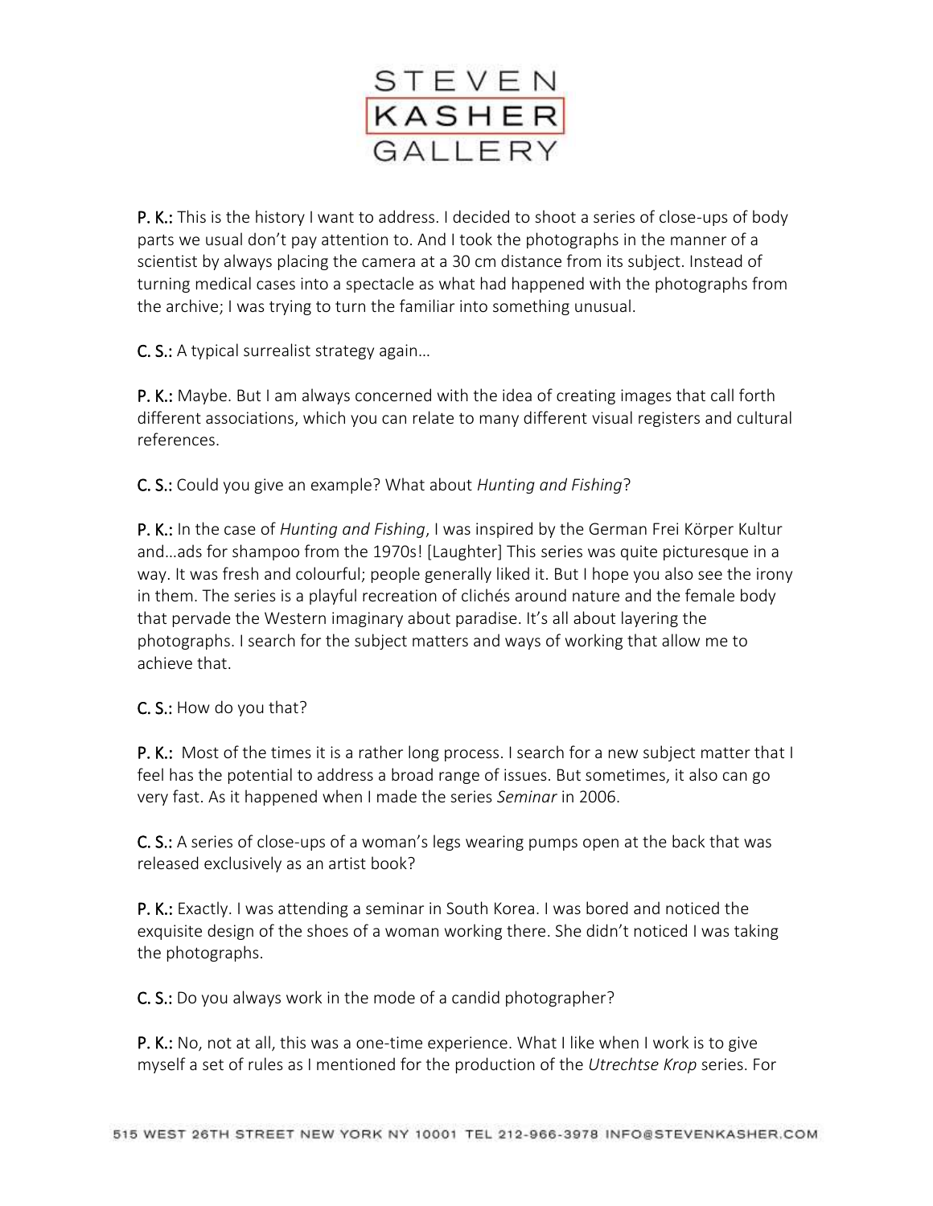**P. K.:** This is the history I want to address. I decided to shoot a series of close-ups of body parts we usual don't pay attention to. And I took the photographs in the manner of a scientist by always placing the camera at a 30 cm distance from its subject. Instead of turning medical cases into a spectacle as what had happened with the photographs from the archive; I was trying to turn the familiar into something unusual.

**C. S.:** A typical surrealist strategy again…

**P. K.:** Maybe. But I am always concerned with the idea of creating images that call forth different associations, which you can relate to many different visual registers and cultural references.

**C. S.:** Could you give an example? What about *Hunting and Fishing*?

**P. K.:** In the case of *Hunting and Fishing*, I was inspired by the German Frei Körper Kultur and…ads for shampoo from the 1970s! [Laughter] This series was quite picturesque in a way. It was fresh and colourful; people generally liked it. But I hope you also see the irony in them. The series is a playful recreation of clichés around nature and the female body that pervade the Western imaginary about paradise. It's all about layering the photographs. I search for the subject matters and ways of working that allow me to achieve that.

**C. S.:** How do you that?

**P. K.:** Most of the times it is a rather long process. I search for a new subject matter that I feel has the potential to address a broad range of issues. But sometimes, it also can go very fast. As it happened when I made the series *Seminar* in 2006.

**C. S.:** A series of close-ups of a woman's legs wearing pumps open at the back that was released exclusively as an artist book?

**P. K.:** Exactly. I was attending a seminar in South Korea. I was bored and noticed the exquisite design of the shoes of a woman working there. She didn't noticed I was taking the photographs.

**C. S.:** Do you always work in the mode of a candid photographer?

**P. K.:** No, not at all, this was a one-time experience. What I like when I work is to give myself a set of rules as I mentioned for the production of the *Utrechtse Krop* series. For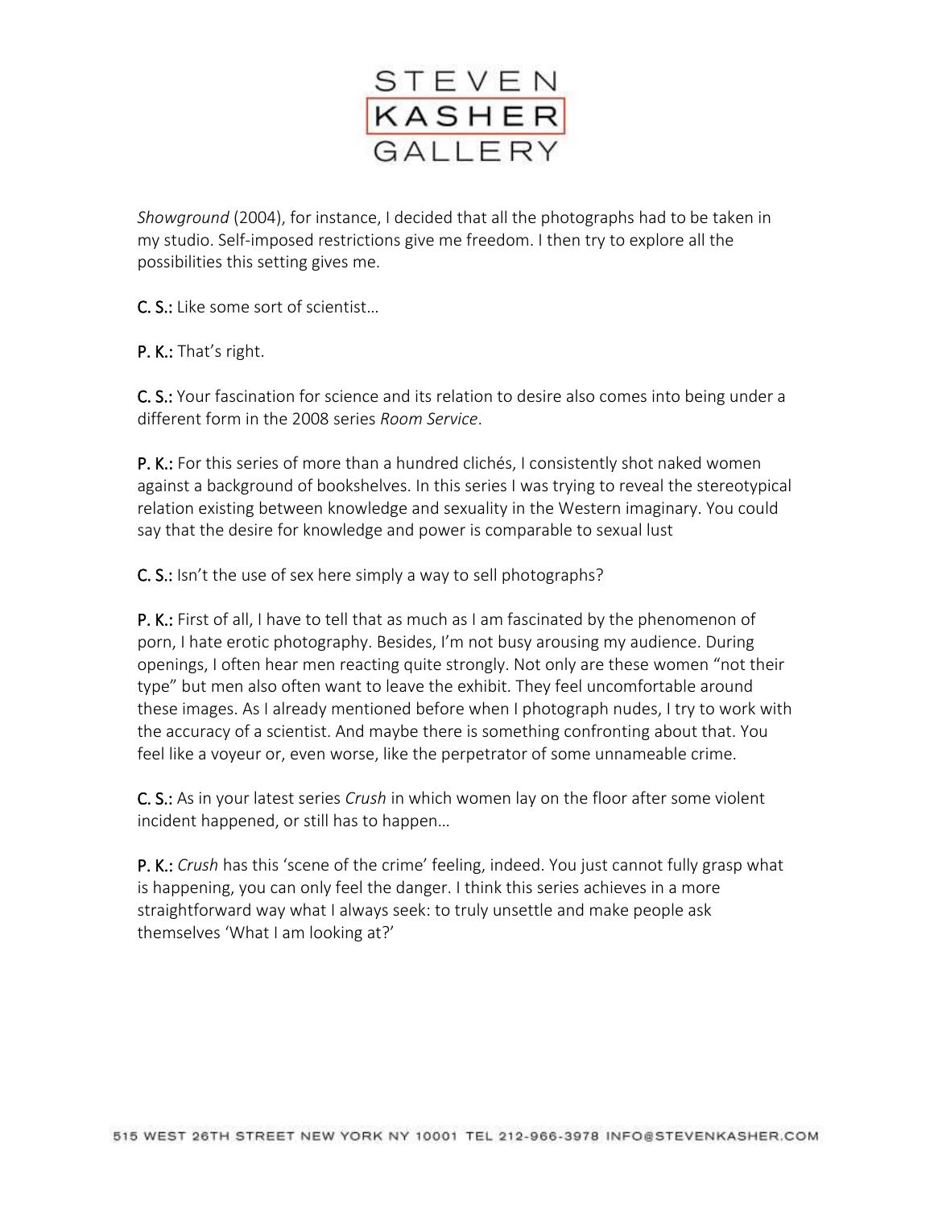*Showground* (2004), for instance, I decided that all the photographs had to be taken in my studio. Self-imposed restrictions give me freedom. I then try to explore all the possibilities this setting gives me.

**C. S.:** Like some sort of scientist…

**P. K.:** That's right.

**C. S.:** Your fascination for science and its relation to desire also comes into being under a different form in the 2008 series *Room Service*.

**P. K.:** For this series of more than a hundred clichés, I consistently shot naked women against a background of bookshelves. In this series I was trying to reveal the stereotypical relation existing between knowledge and sexuality in the Western imaginary. You could say that the desire for knowledge and power is comparable to sexual lust

**C. S.:** Isn't the use of sex here simply a way to sell photographs?

**P. K.:** First of all, I have to tell that as much as I am fascinated by the phenomenon of porn, I hate erotic photography. Besides, I'm not busy arousing my audience. During openings, I often hear men reacting quite strongly. Not only are these women "not their type" but men also often want to leave the exhibit. They feel uncomfortable around these images. As I already mentioned before when I photograph nudes, I try to work with the accuracy of a scientist. And maybe there is something confronting about that. You feel like a voyeur or, even worse, like the perpetrator of some unnameable crime.

**C. S.:** As in your latest series *Crush* in which women lay on the floor after some violent incident happened, or still has to happen…

**P. K.:** *Crush* has this 'scene of the crime' feeling, indeed. You just cannot fully grasp what is happening, you can only feel the danger. I think this series achieves in a more straightforward way what I always seek: to truly unsettle and make people ask themselves 'What I am looking at?'